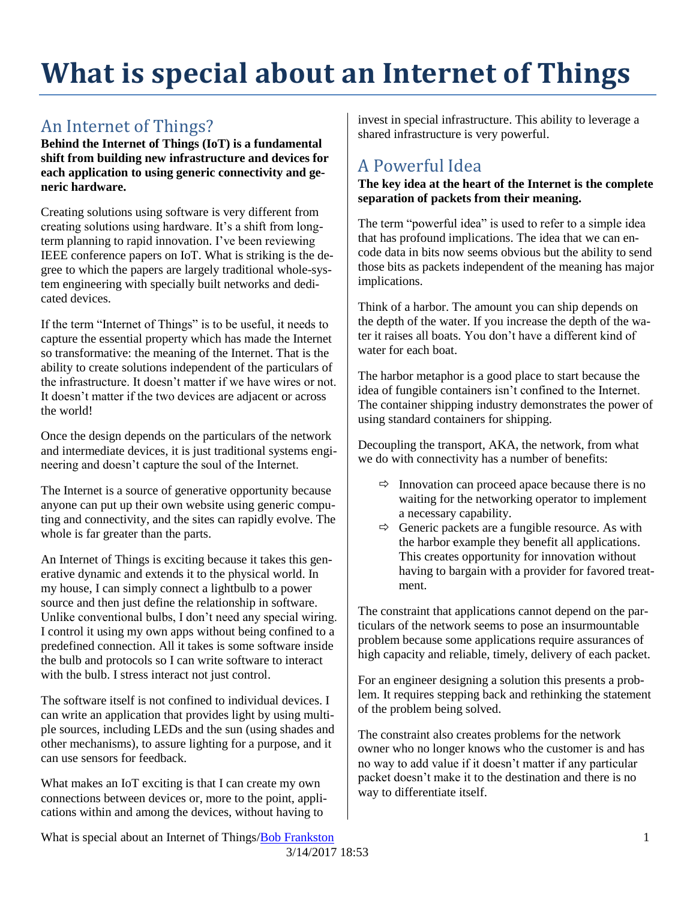# What is special about an Internet of Things

## An Internet of Things?

**Behind the Internet of Things (IoT) is a fundamental shift from building new infrastructure and devices for each application to using generic connectivity and generic hardware.**

Creating solutions using software is very different from creating solutions using hardware. It's a shift from long-term planning to rapid innovation. I've been reviewing IEEE conference papers on IoT. What is striking is the degree to which the papers are largely traditional whole-system engineering with specially built networks and dedicated devices.

If the term "Internet of Things" is to be useful, it needs to capture the essential property which has made the Internet so transformative: the meaning of the Internet. That is the ability to create solutions independent of the particulars of the infrastructure. It doesn't matter if we have wires or not. It doesn't matter if the two devices are adjacent or across the world!

Once the design depends on the particulars of the network and intermediate devices, it is just traditional systems engineering and doesn't capture the soul of the Internet.

The Internet is a source of generative opportunity because anyone can put up their own website using generic computing and connectivity, and the sites can rapidly evolve. The whole is far greater than the parts.

An Internet of Things is exciting because it takes this generative dynamic and extends it to the physical world. In my house, I can simply connect a lightbulb to a power source and then just define the relationship in software. Unlike conventional bulbs, I don't need any special wiring. I control it using my own apps without being confined to a predefined connection. All it takes is some software inside the bulb and protocols so I can write software to interact with the bulb. I stress interact not just control.

The software itself is not confined to individual devices. I can write an application that provides light by using multiple sources, including LEDs and the sun (using shades and other mechanisms), to assure lighting for a purpose, and it can use sensors for feedback.

What makes an IoT exciting is that I can create my own connections between devices or, more to the point, applications within and among the devices, without having to invest in special infrastructure. This ability to leverage a shared infrastructure is very powerful.

## A Powerful Idea

**The key idea at the heart of the Internet is the complete separation of packets from their meaning.**

The term "powerful idea" is used to refer to a simple idea that has profound implications. The idea that we can encode data in bits now seems obvious but the ability to send those bits as packets independent of the meaning has major implications.

Think of a harbor. The amount you can ship depends on the depth of the water. If you increase the depth of the water it raises all boats. You don't have a different kind of water for each boat.

The harbor metaphor is a good place to start because the idea of fungible containers isn't confined to the Internet. The container shipping industry demonstrates the power of using standard containers for shipping.

Decoupling the transport, AKA, the network, from what we do with connectivity has a number of benefits:

- ⇨ Innovation can proceed apace because there is no waiting for the networking operator to implement a necessary capability.
- ⇨ Generic packets are a fungible resource. As with the harbor example they benefit all applications. This creates opportunity for innovation without having to bargain with a provider for favored treatment.

The constraint that applications cannot depend on the particulars of the network seems to pose an insurmountable problem because some applications require assurances of high capacity and reliable, timely, delivery of each packet.

For an engineer designing a solution this presents a problem. It requires stepping back and rethinking the statement of the problem being solved.

The constraint also creates problems for the network owner who no longer knows who the customer is and has no way to add value if it doesn't matter if any particular packet doesn't make it to the destination and there is no way to differentiate itself.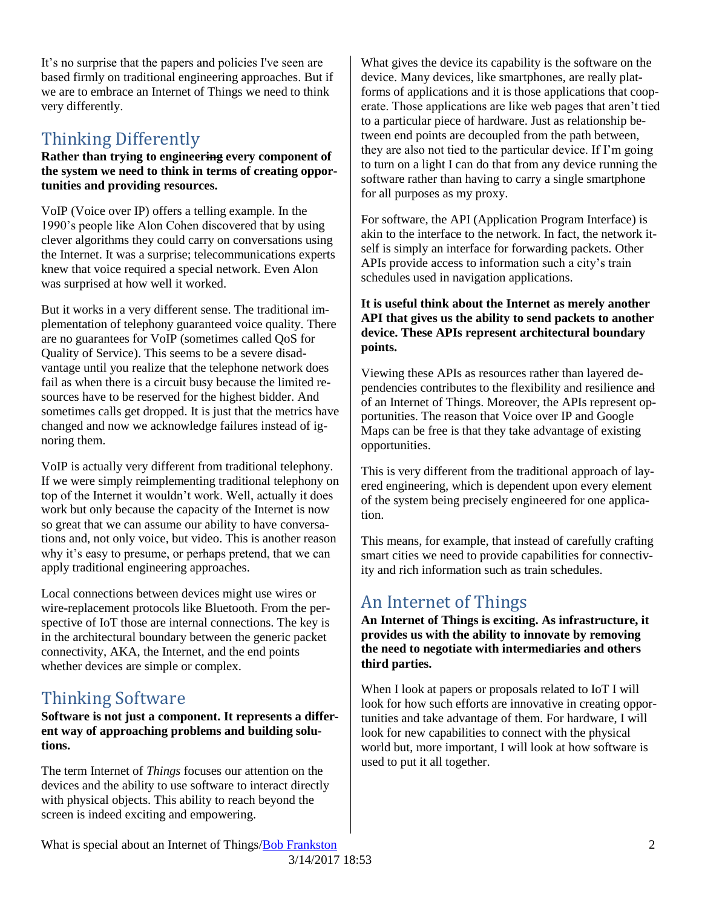It's no surprise that the papers and policies I've seen are based firmly on traditional engineering approaches. But if we are to embrace an Internet of Things we need to think very differently.

## Thinking Differently

**Rather than trying to engineering every component of the system we need to think in terms of creating opportunities and providing resources.**

VoIP (Voice over IP) offers a telling example. In the 1990's people like Alon Cohen discovered that by using clever algorithms they could carry on conversations using the Internet. It was a surprise; telecommunications experts knew that voice required a special network. Even Alon was surprised at how well it worked.

But it works in a very different sense. The traditional implementation of telephony guaranteed voice quality. There are no guarantees for VoIP (sometimes called QoS for Quality of Service). This seems to be a severe disadvantage until you realize that the telephone network does fail as when there is a circuit busy because the limited resources have to be reserved for the highest bidder. And sometimes calls get dropped. It is just that the metrics have changed and now we acknowledge failures instead of ignoring them.

VoIP is actually very different from traditional telephony. If we were simply reimplementing traditional telephony on top of the Internet it wouldn't work. Well, actually it does work but only because the capacity of the Internet is now so great that we can assume our ability to have conversations and, not only voice, but video. This is another reason why it's easy to presume, or perhaps pretend, that we can apply traditional engineering approaches.

Local connections between devices might use wires or wire-replacement protocols like Bluetooth. From the perspective of IoT those are internal connections. The key is in the architectural boundary between the generic packet connectivity, AKA, the Internet, and the end points whether devices are simple or complex.

## Thinking Software

**Software is not just a component. It represents a different way of approaching problems and building solutions.**

The term Internet of *Things* focuses our attention on the devices and the ability to use software to interact directly with physical objects. This ability to reach beyond the screen is indeed exciting and empowering.

What gives the device its capability is the software on the device. Many devices, like smartphones, are really platforms of applications and it is those applications that cooperate. Those applications are like web pages that aren't tied to a particular piece of hardware. Just as relationship between end points are decoupled from the path between, they are also not tied to the particular device. If I'm going to turn on a light I can do that from any device running the software rather than having to carry a single smartphone for all purposes as my proxy.

For software, the API (Application Program Interface) is akin to the interface to the network. In fact, the network itself is simply an interface for forwarding packets. Other APIs provide access to information such a city's train schedules used in navigation applications.

**It is useful think about the Internet as merely another API that gives us the ability to send packets to another device. These APIs represent architectural boundary points.**

Viewing these APIs as resources rather than layered dependencies contributes to the flexibility and resilience ~~and~~ of an Internet of Things. Moreover, the APIs represent opportunities. The reason that Voice over IP and Google Maps can be free is that they take advantage of existing opportunities.

This is very different from the traditional approach of layered engineering, which is dependent upon every element of the system being precisely engineered for one application.

This means, for example, that instead of carefully crafting smart cities we need to provide capabilities for connectivity and rich information such as train schedules.

## An Internet of Things

**An Internet of Things is exciting. As infrastructure, it provides us with the ability to innovate by removing the need to negotiate with intermediaries and others third parties.**

When I look at papers or proposals related to IoT I will look for how such efforts are innovative in creating opportunities and take advantage of them. For hardware, I will look for new capabilities to connect with the physical world but, more important, I will look at how software is used to put it all together.